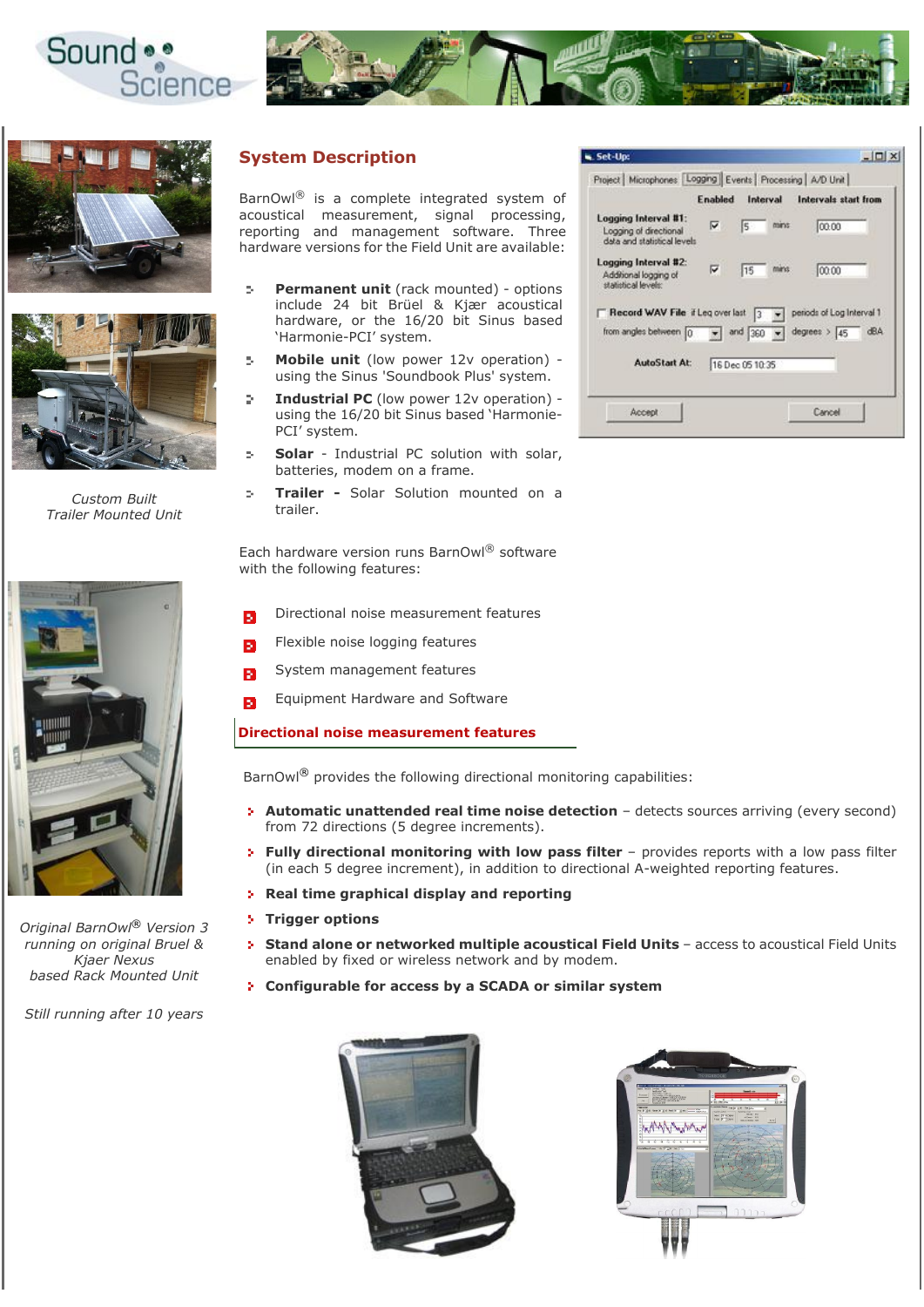## System Description

BarnOwl® is a complete integrated system of acoustical measurement, signal processing, reporting and management software. Three hardware versions for the Field Unit are available:

- **Permanent unit** (rack mounted) - options include 24 bit Brüel & Kjær acoustical hardware, or the 16/20 bit Sinus based 'Harmonie-PCI' system.
- **Mobile unit** (low power 12v operation) - using the Sinus 'Soundbook Plus' system.
- **Industrial PC** (low power 12v operation) - using the 16/20 bit Sinus based 'Harmonie-PCI' system.
- **Solar** - Industrial PC solution with solar, batteries, modem on a frame.
- **Trailer** - Solar Solution mounted on a trailer.

Each hardware version runs BarnOwl® software with the following features:

- Directional noise measurement features
- Flexible noise logging features
- System management features
- Equipment Hardware and Software

*Custom Built Trailer Mounted Unit*

*Original BarnOwl® Version 3 running on original Bruel & Kjaer Nexus based Rack Mounted Unit*

*Still running after 10 years*

## Directional noise measurement features

BarnOwl® provides the following directional monitoring capabilities:

- **Automatic unattended real time noise detection** – detects sources arriving (every second) from 72 directions (5 degree increments).
- **Fully directional monitoring with low pass filter** – provides reports with a low pass filter (in each 5 degree increment), in addition to directional A-weighted reporting features.
- **Real time graphical display and reporting**
- **Trigger options**
- **Stand alone or networked multiple acoustical Field Units** – access to acoustical Field Units enabled by fixed or wireless network and by modem.
- **Configurable for access by a SCADA or similar system**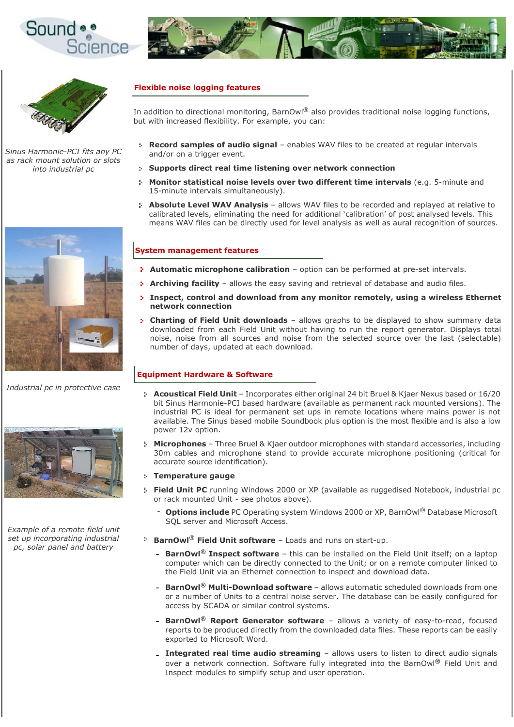*Sinus Harmonie-PCI fits any PC as rack mount solution or slots into industrial pc*

*Industrial pc in protective case*

*Example of a remote field unit set up incorporating industrial pc, solar panel and battery*

## Flexible noise logging features

In addition to directional monitoring, BarnOwl® also provides traditional noise logging functions, but with increased flexibility. For example, you can:

- **Record samples of audio signal** – enables WAV files to be created at regular intervals and/or on a trigger event.
- **Supports direct real time listening over network connection**
- **Monitor statistical noise levels over two different time intervals** (e.g. 5-minute and 15-minute intervals simultaneously).
- **Absolute Level WAV Analysis** – allows WAV files to be recorded and replayed at relative to calibrated levels, eliminating the need for additional 'calibration' of post analysed levels. This means WAV files can be directly used for level analysis as well as aural recognition of sources.

## System management features

- **Automatic microphone calibration** – option can be performed at pre-set intervals.
- **Archiving facility** – allows the easy saving and retrieval of database and audio files.
- **Inspect, control and download from any monitor remotely, using a wireless Ethernet network connection**
- **Charting of Field Unit downloads** – allows graphs to be displayed to show summary data downloaded from each Field Unit without having to run the report generator. Displays total noise, noise from all sources and noise from the selected source over the last (selectable) number of days, updated at each download.

## Equipment Hardware & Software

- **Acoustical Field Unit** – Incorporates either original 24 bit Bruel & Kjaer Nexus based or 16/20 bit Sinus Harmonie-PCI based hardware (available as permanent rack mounted versions). The industrial PC is ideal for permanent set ups in remote locations where mains power is not available. The Sinus based mobile Soundbook plus option is the most flexible and is also a low power 12v option.
- **Microphones** – Three Bruel & Kjaer outdoor microphones with standard accessories, including 30m cables and microphone stand to provide accurate microphone positioning (critical for accurate source identification).
- **Temperature gauge**
- **Field Unit PC** running Windows 2000 or XP (available as ruggedised Notebook, industrial pc or rack mounted Unit - see photos above).
  - **Options include** PC Operating system Windows 2000 or XP, BarnOwl® Database Microsoft SQL server and Microsoft Access.
- **BarnOwl® Field Unit software** – Loads and runs on start-up.
  - **BarnOwl® Inspect software** – this can be installed on the Field Unit itself; on a laptop computer which can be directly connected to the Unit; or on a remote computer linked to the Field Unit via an Ethernet connection to inspect and download data.
  - **BarnOwl® Multi-Download software** – allows automatic scheduled downloads from one or a number of Units to a central noise server. The database can be easily configured for access by SCADA or similar control systems.
  - **BarnOwl® Report Generator software** – allows a variety of easy-to-read, focused reports to be produced directly from the downloaded data files. These reports can be easily exported to Microsoft Word.
  - **Integrated real time audio streaming** – allows users to listen to direct audio signals over a network connection. Software fully integrated into the BarnOwl® Field Unit and Inspect modules to simplify setup and user operation.